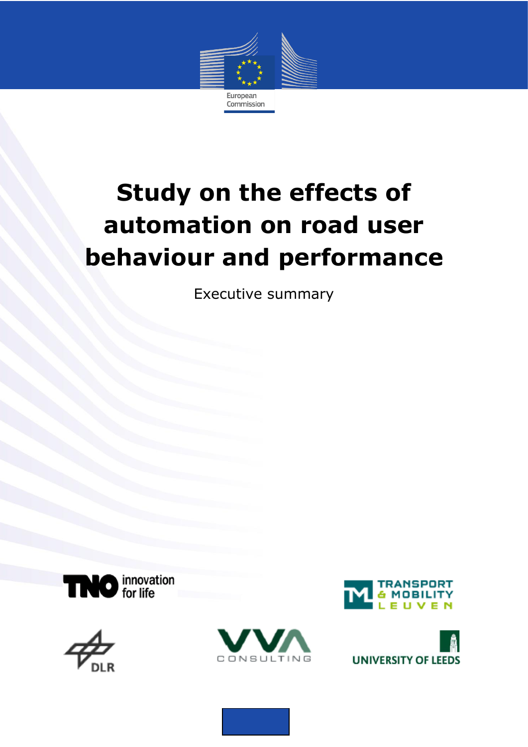European Commission

# Study on the effects of automation on road user behaviour and performance

Executive summary

TNO innovation for life

TRANSPORT & MOBILITY LEUVEN

DLR

VVA CONSULTING

UNIVERSITY OF LEEDS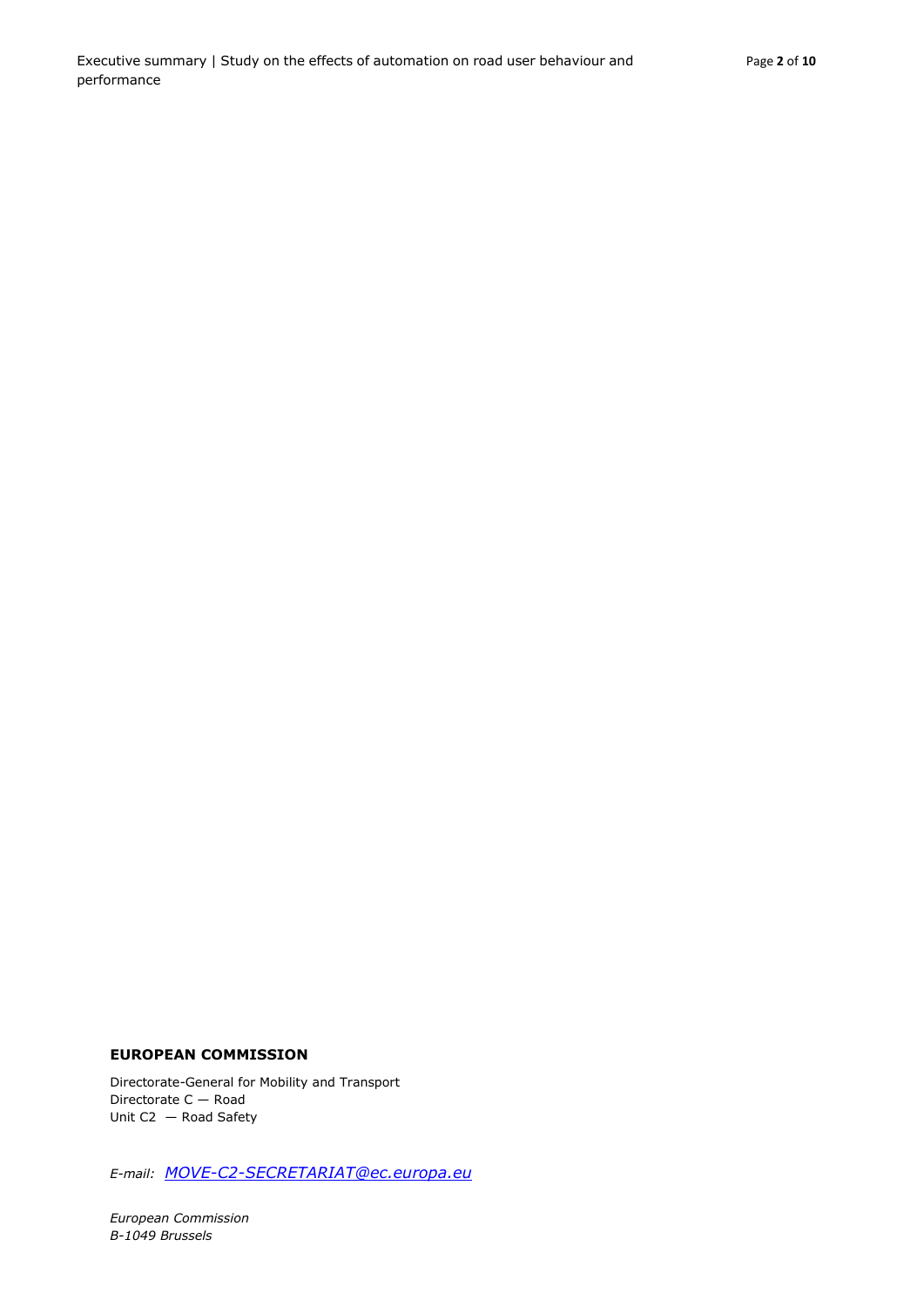**EUROPEAN COMMISSION**

Directorate-General for Mobility and Transport
Directorate C — Road
Unit C2 — Road Safety

*E-mail:* *MOVE-C2-SECRETARIAT@ec.europa.eu*

*European Commission*
*B-1049 Brussels*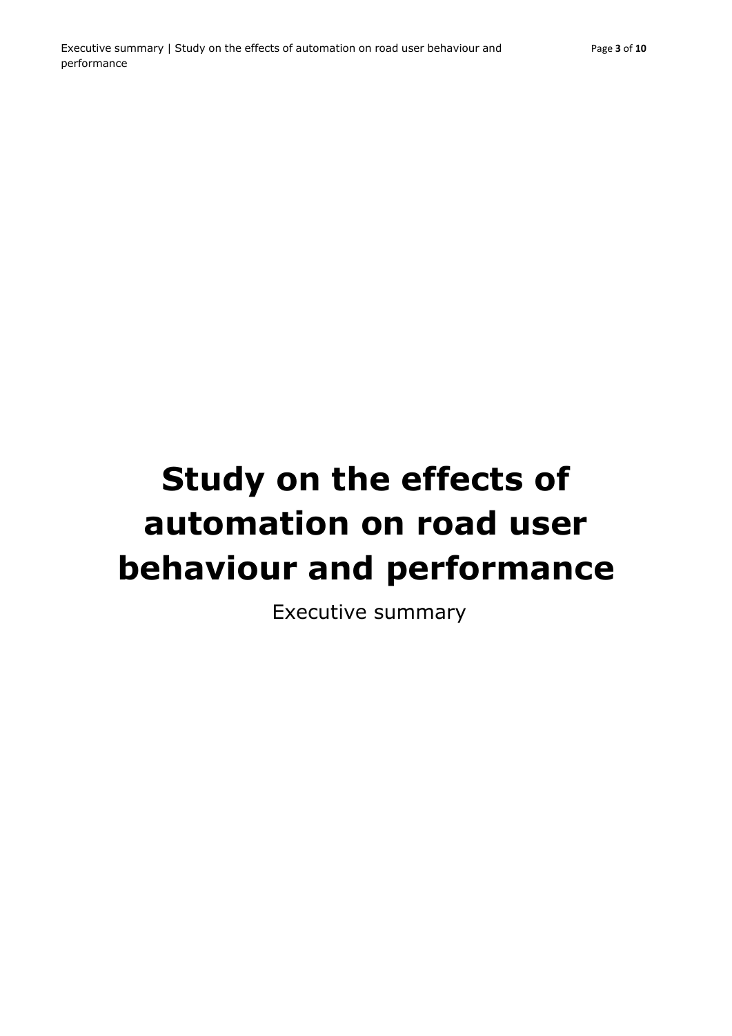# Study on the effects of automation on road user behaviour and performance

Executive summary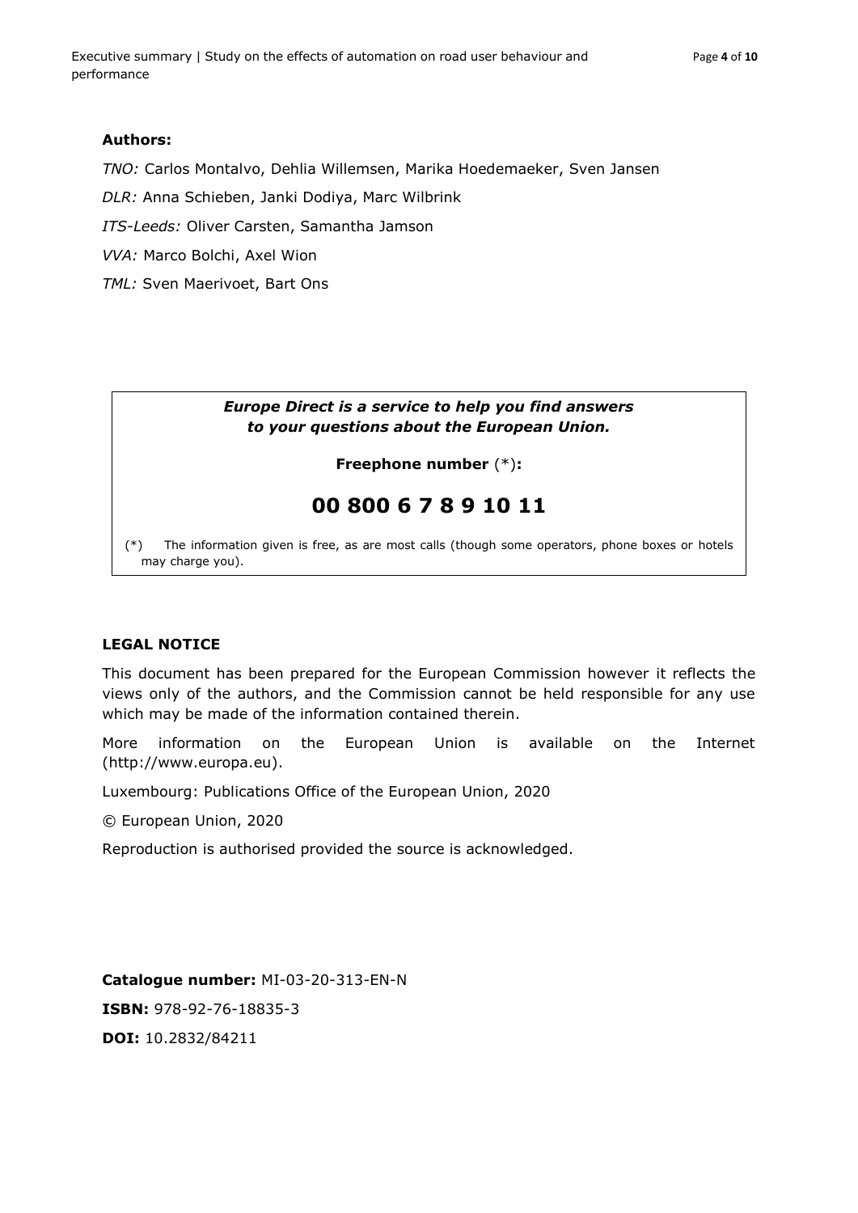**Authors:**

*TNO:* Carlos Montalvo, Dehlia Willemsen, Marika Hoedemaeker, Sven Jansen

*DLR:* Anna Schieben, Janki Dodiya, Marc Wilbrink

*ITS-Leeds:* Oliver Carsten, Samantha Jamson

*VVA:* Marco Bolchi, Axel Wion

*TML:* Sven Maerivoet, Bart Ons

***Europe Direct is a service to help you find answers to your questions about the European Union.***

**Freephone number** (*)**:**

## 00 800 6 7 8 9 10 11

(*) The information given is free, as are most calls (though some operators, phone boxes or hotels may charge you).

**LEGAL NOTICE**

This document has been prepared for the European Commission however it reflects the views only of the authors, and the Commission cannot be held responsible for any use which may be made of the information contained therein.

More information on the European Union is available on the Internet (http://www.europa.eu).

Luxembourg: Publications Office of the European Union, 2020

© European Union, 2020

Reproduction is authorised provided the source is acknowledged.

**Catalogue number:** MI-03-20-313-EN-N

**ISBN:** 978-92-76-18835-3

**DOI:** 10.2832/84211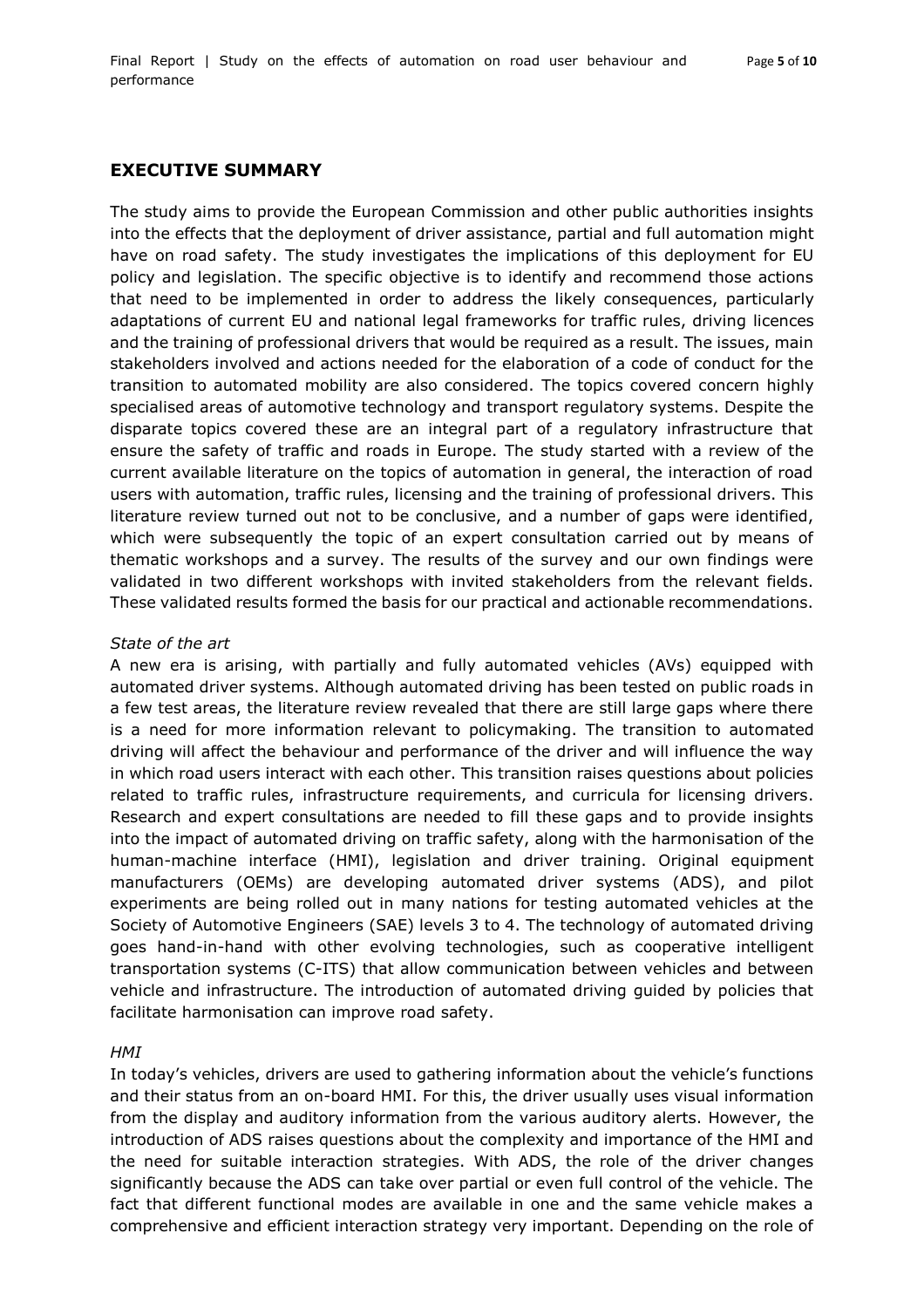## EXECUTIVE SUMMARY

The study aims to provide the European Commission and other public authorities insights into the effects that the deployment of driver assistance, partial and full automation might have on road safety. The study investigates the implications of this deployment for EU policy and legislation. The specific objective is to identify and recommend those actions that need to be implemented in order to address the likely consequences, particularly adaptations of current EU and national legal frameworks for traffic rules, driving licences and the training of professional drivers that would be required as a result. The issues, main stakeholders involved and actions needed for the elaboration of a code of conduct for the transition to automated mobility are also considered. The topics covered concern highly specialised areas of automotive technology and transport regulatory systems. Despite the disparate topics covered these are an integral part of a regulatory infrastructure that ensure the safety of traffic and roads in Europe. The study started with a review of the current available literature on the topics of automation in general, the interaction of road users with automation, traffic rules, licensing and the training of professional drivers. This literature review turned out not to be conclusive, and a number of gaps were identified, which were subsequently the topic of an expert consultation carried out by means of thematic workshops and a survey. The results of the survey and our own findings were validated in two different workshops with invited stakeholders from the relevant fields. These validated results formed the basis for our practical and actionable recommendations.

*State of the art*

A new era is arising, with partially and fully automated vehicles (AVs) equipped with automated driver systems. Although automated driving has been tested on public roads in a few test areas, the literature review revealed that there are still large gaps where there is a need for more information relevant to policymaking. The transition to automated driving will affect the behaviour and performance of the driver and will influence the way in which road users interact with each other. This transition raises questions about policies related to traffic rules, infrastructure requirements, and curricula for licensing drivers. Research and expert consultations are needed to fill these gaps and to provide insights into the impact of automated driving on traffic safety, along with the harmonisation of the human-machine interface (HMI), legislation and driver training. Original equipment manufacturers (OEMs) are developing automated driver systems (ADS), and pilot experiments are being rolled out in many nations for testing automated vehicles at the Society of Automotive Engineers (SAE) levels 3 to 4. The technology of automated driving goes hand-in-hand with other evolving technologies, such as cooperative intelligent transportation systems (C-ITS) that allow communication between vehicles and between vehicle and infrastructure. The introduction of automated driving guided by policies that facilitate harmonisation can improve road safety.

*HMI*

In today's vehicles, drivers are used to gathering information about the vehicle's functions and their status from an on-board HMI. For this, the driver usually uses visual information from the display and auditory information from the various auditory alerts. However, the introduction of ADS raises questions about the complexity and importance of the HMI and the need for suitable interaction strategies. With ADS, the role of the driver changes significantly because the ADS can take over partial or even full control of the vehicle. The fact that different functional modes are available in one and the same vehicle makes a comprehensive and efficient interaction strategy very important. Depending on the role of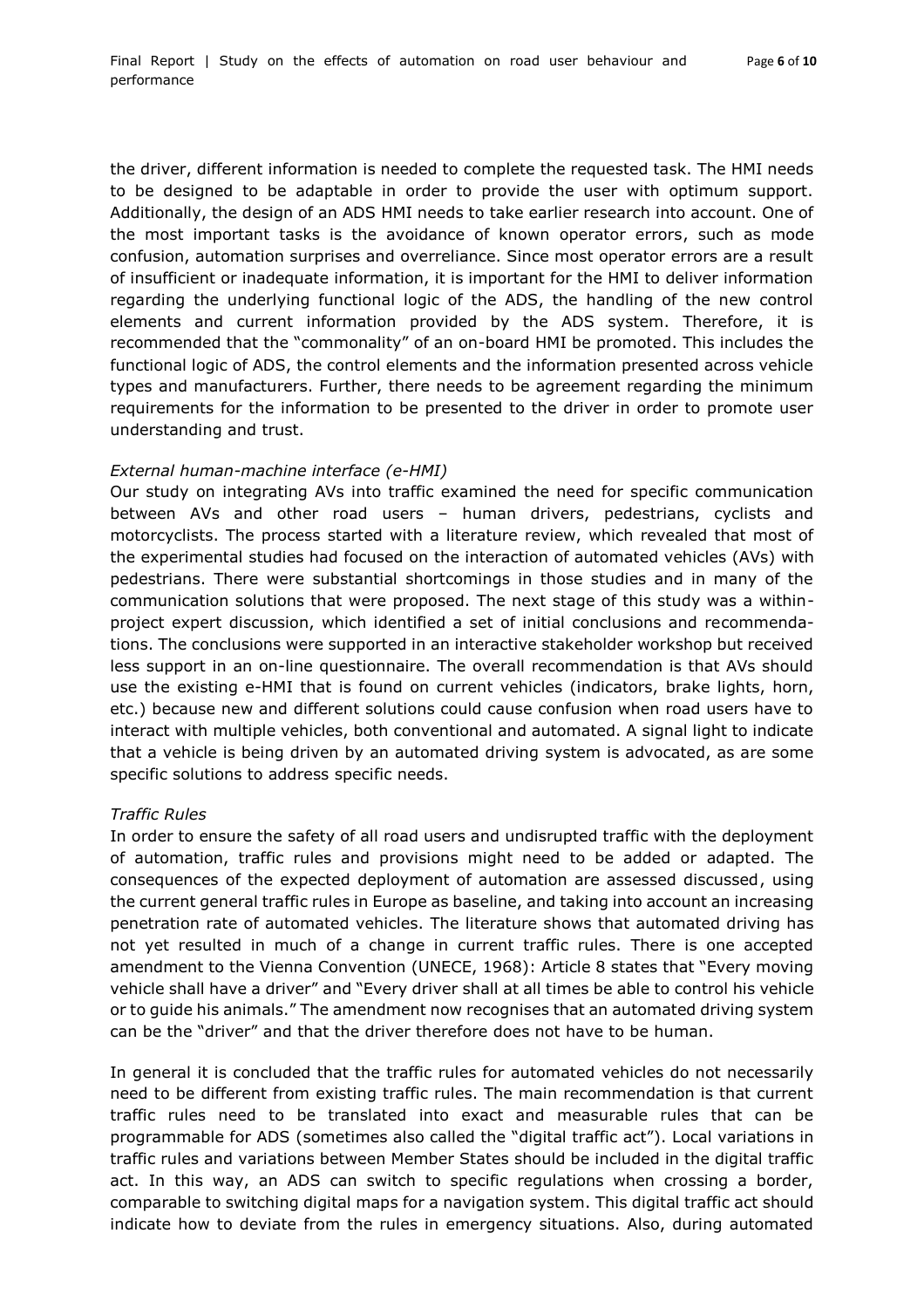the driver, different information is needed to complete the requested task. The HMI needs to be designed to be adaptable in order to provide the user with optimum support. Additionally, the design of an ADS HMI needs to take earlier research into account. One of the most important tasks is the avoidance of known operator errors, such as mode confusion, automation surprises and overreliance. Since most operator errors are a result of insufficient or inadequate information, it is important for the HMI to deliver information regarding the underlying functional logic of the ADS, the handling of the new control elements and current information provided by the ADS system. Therefore, it is recommended that the "commonality" of an on-board HMI be promoted. This includes the functional logic of ADS, the control elements and the information presented across vehicle types and manufacturers. Further, there needs to be agreement regarding the minimum requirements for the information to be presented to the driver in order to promote user understanding and trust.

*External human-machine interface (e-HMI)*

Our study on integrating AVs into traffic examined the need for specific communication between AVs and other road users – human drivers, pedestrians, cyclists and motorcyclists. The process started with a literature review, which revealed that most of the experimental studies had focused on the interaction of automated vehicles (AVs) with pedestrians. There were substantial shortcomings in those studies and in many of the communication solutions that were proposed. The next stage of this study was a within-project expert discussion, which identified a set of initial conclusions and recommendations. The conclusions were supported in an interactive stakeholder workshop but received less support in an on-line questionnaire. The overall recommendation is that AVs should use the existing e-HMI that is found on current vehicles (indicators, brake lights, horn, etc.) because new and different solutions could cause confusion when road users have to interact with multiple vehicles, both conventional and automated. A signal light to indicate that a vehicle is being driven by an automated driving system is advocated, as are some specific solutions to address specific needs.

*Traffic Rules*

In order to ensure the safety of all road users and undisrupted traffic with the deployment of automation, traffic rules and provisions might need to be added or adapted. The consequences of the expected deployment of automation are assessed discussed, using the current general traffic rules in Europe as baseline, and taking into account an increasing penetration rate of automated vehicles. The literature shows that automated driving has not yet resulted in much of a change in current traffic rules. There is one accepted amendment to the Vienna Convention (UNECE, 1968): Article 8 states that "Every moving vehicle shall have a driver" and "Every driver shall at all times be able to control his vehicle or to guide his animals." The amendment now recognises that an automated driving system can be the "driver" and that the driver therefore does not have to be human.

In general it is concluded that the traffic rules for automated vehicles do not necessarily need to be different from existing traffic rules. The main recommendation is that current traffic rules need to be translated into exact and measurable rules that can be programmable for ADS (sometimes also called the "digital traffic act"). Local variations in traffic rules and variations between Member States should be included in the digital traffic act. In this way, an ADS can switch to specific regulations when crossing a border, comparable to switching digital maps for a navigation system. This digital traffic act should indicate how to deviate from the rules in emergency situations. Also, during automated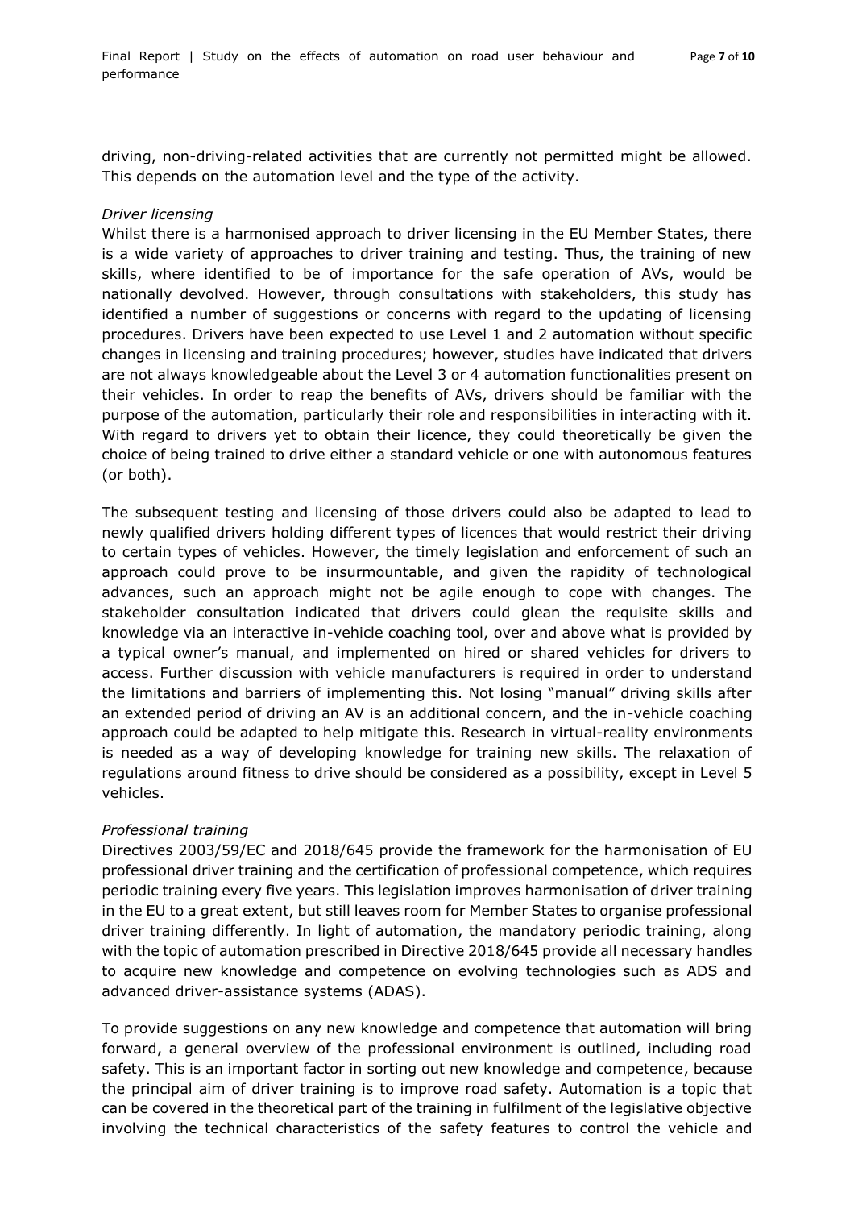driving, non-driving-related activities that are currently not permitted might be allowed. This depends on the automation level and the type of the activity.

*Driver licensing*

Whilst there is a harmonised approach to driver licensing in the EU Member States, there is a wide variety of approaches to driver training and testing. Thus, the training of new skills, where identified to be of importance for the safe operation of AVs, would be nationally devolved. However, through consultations with stakeholders, this study has identified a number of suggestions or concerns with regard to the updating of licensing procedures. Drivers have been expected to use Level 1 and 2 automation without specific changes in licensing and training procedures; however, studies have indicated that drivers are not always knowledgeable about the Level 3 or 4 automation functionalities present on their vehicles. In order to reap the benefits of AVs, drivers should be familiar with the purpose of the automation, particularly their role and responsibilities in interacting with it. With regard to drivers yet to obtain their licence, they could theoretically be given the choice of being trained to drive either a standard vehicle or one with autonomous features (or both).

The subsequent testing and licensing of those drivers could also be adapted to lead to newly qualified drivers holding different types of licences that would restrict their driving to certain types of vehicles. However, the timely legislation and enforcement of such an approach could prove to be insurmountable, and given the rapidity of technological advances, such an approach might not be agile enough to cope with changes. The stakeholder consultation indicated that drivers could glean the requisite skills and knowledge via an interactive in-vehicle coaching tool, over and above what is provided by a typical owner's manual, and implemented on hired or shared vehicles for drivers to access. Further discussion with vehicle manufacturers is required in order to understand the limitations and barriers of implementing this. Not losing "manual" driving skills after an extended period of driving an AV is an additional concern, and the in-vehicle coaching approach could be adapted to help mitigate this. Research in virtual-reality environments is needed as a way of developing knowledge for training new skills. The relaxation of regulations around fitness to drive should be considered as a possibility, except in Level 5 vehicles.

*Professional training*

Directives 2003/59/EC and 2018/645 provide the framework for the harmonisation of EU professional driver training and the certification of professional competence, which requires periodic training every five years. This legislation improves harmonisation of driver training in the EU to a great extent, but still leaves room for Member States to organise professional driver training differently. In light of automation, the mandatory periodic training, along with the topic of automation prescribed in Directive 2018/645 provide all necessary handles to acquire new knowledge and competence on evolving technologies such as ADS and advanced driver-assistance systems (ADAS).

To provide suggestions on any new knowledge and competence that automation will bring forward, a general overview of the professional environment is outlined, including road safety. This is an important factor in sorting out new knowledge and competence, because the principal aim of driver training is to improve road safety. Automation is a topic that can be covered in the theoretical part of the training in fulfilment of the legislative objective involving the technical characteristics of the safety features to control the vehicle and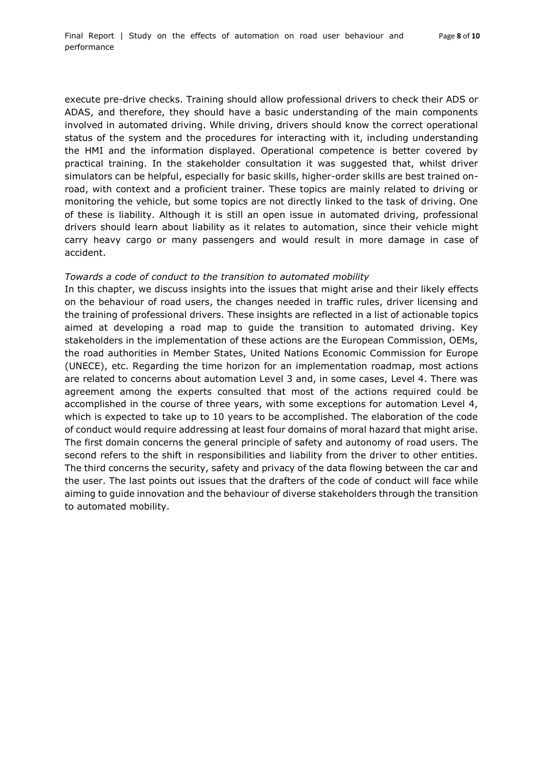execute pre-drive checks. Training should allow professional drivers to check their ADS or ADAS, and therefore, they should have a basic understanding of the main components involved in automated driving. While driving, drivers should know the correct operational status of the system and the procedures for interacting with it, including understanding the HMI and the information displayed. Operational competence is better covered by practical training. In the stakeholder consultation it was suggested that, whilst driver simulators can be helpful, especially for basic skills, higher-order skills are best trained on-road, with context and a proficient trainer. These topics are mainly related to driving or monitoring the vehicle, but some topics are not directly linked to the task of driving. One of these is liability. Although it is still an open issue in automated driving, professional drivers should learn about liability as it relates to automation, since their vehicle might carry heavy cargo or many passengers and would result in more damage in case of accident.

*Towards a code of conduct to the transition to automated mobility*

In this chapter, we discuss insights into the issues that might arise and their likely effects on the behaviour of road users, the changes needed in traffic rules, driver licensing and the training of professional drivers. These insights are reflected in a list of actionable topics aimed at developing a road map to guide the transition to automated driving. Key stakeholders in the implementation of these actions are the European Commission, OEMs, the road authorities in Member States, United Nations Economic Commission for Europe (UNECE), etc. Regarding the time horizon for an implementation roadmap, most actions are related to concerns about automation Level 3 and, in some cases, Level 4. There was agreement among the experts consulted that most of the actions required could be accomplished in the course of three years, with some exceptions for automation Level 4, which is expected to take up to 10 years to be accomplished. The elaboration of the code of conduct would require addressing at least four domains of moral hazard that might arise. The first domain concerns the general principle of safety and autonomy of road users. The second refers to the shift in responsibilities and liability from the driver to other entities. The third concerns the security, safety and privacy of the data flowing between the car and the user. The last points out issues that the drafters of the code of conduct will face while aiming to guide innovation and the behaviour of diverse stakeholders through the transition to automated mobility.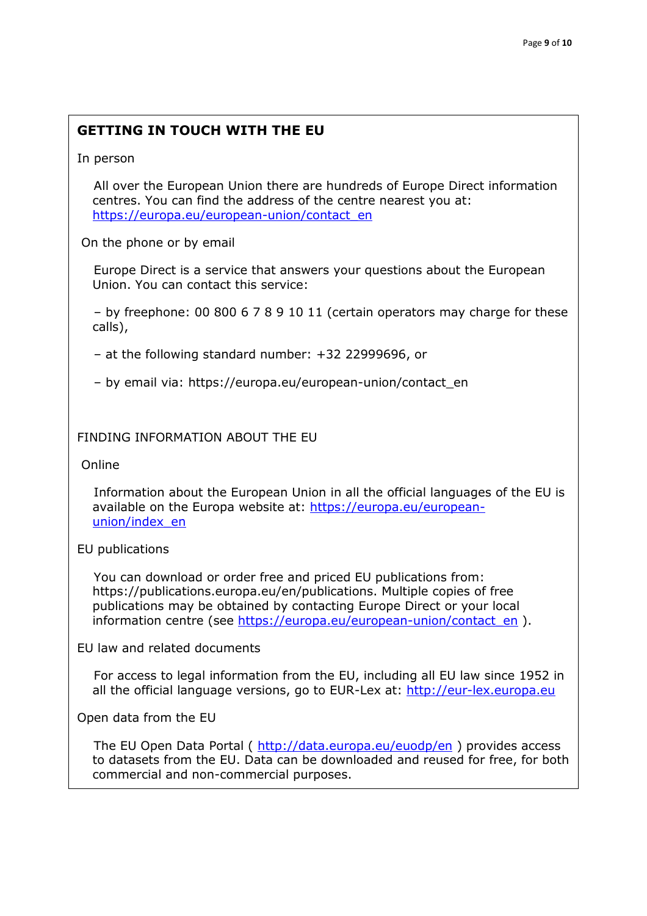## GETTING IN TOUCH WITH THE EU

In person

All over the European Union there are hundreds of Europe Direct information centres. You can find the address of the centre nearest you at: https://europa.eu/european-union/contact_en

On the phone or by email

Europe Direct is a service that answers your questions about the European Union. You can contact this service:

– by freephone: 00 800 6 7 8 9 10 11 (certain operators may charge for these calls),

– at the following standard number: +32 22999696, or

– by email via: https://europa.eu/european-union/contact_en

FINDING INFORMATION ABOUT THE EU

Online

Information about the European Union in all the official languages of the EU is available on the Europa website at: https://europa.eu/european-union/index_en

EU publications

You can download or order free and priced EU publications from: https://publications.europa.eu/en/publications. Multiple copies of free publications may be obtained by contacting Europe Direct or your local information centre (see https://europa.eu/european-union/contact_en ).

EU law and related documents

For access to legal information from the EU, including all EU law since 1952 in all the official language versions, go to EUR-Lex at: http://eur-lex.europa.eu

Open data from the EU

The EU Open Data Portal ( http://data.europa.eu/euodp/en ) provides access to datasets from the EU. Data can be downloaded and reused for free, for both commercial and non-commercial purposes.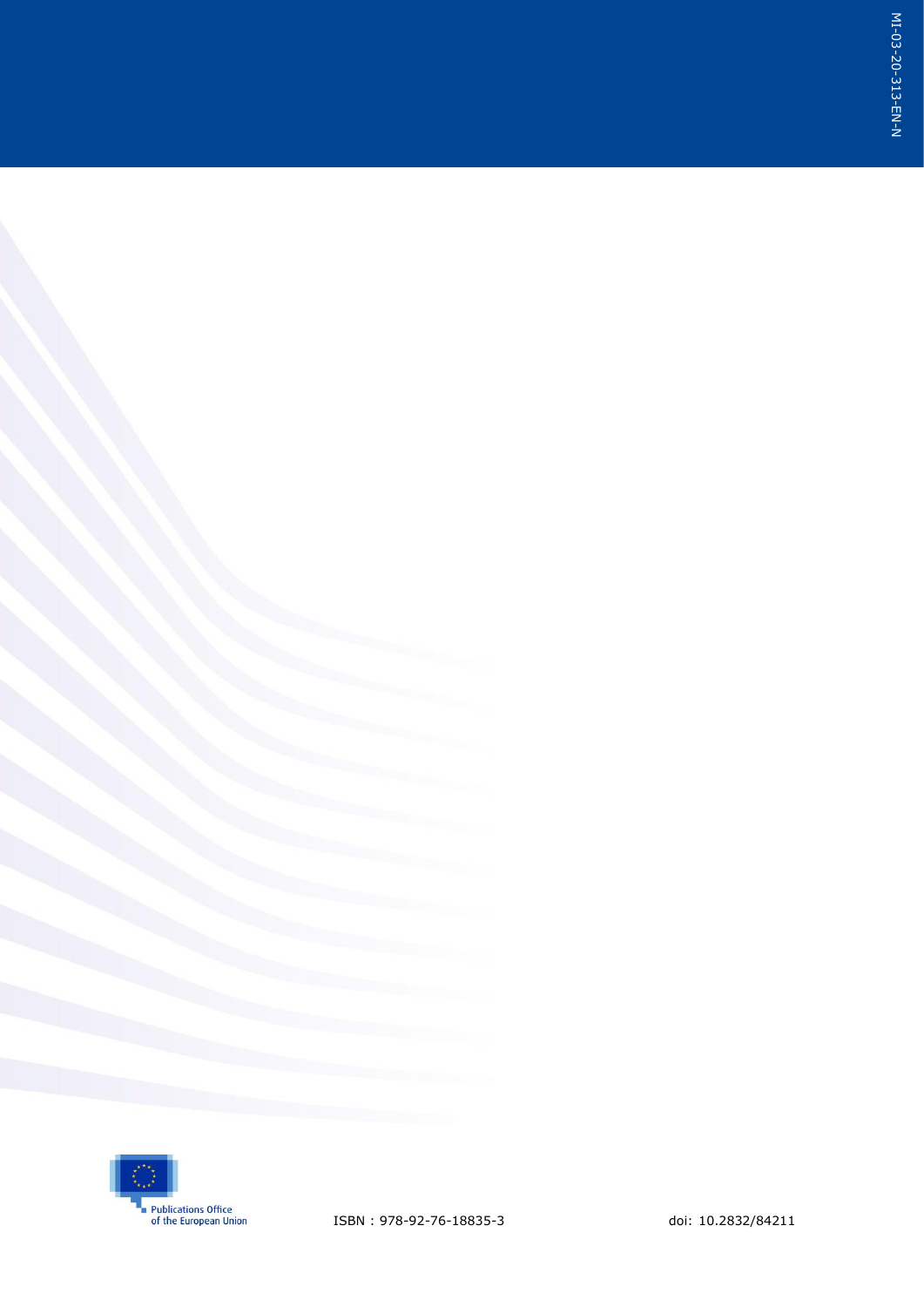MI-03-20-313-EN-N

Publications Office of the European Union

ISBN : 978-92-76-18835-3

doi: 10.2832/84211